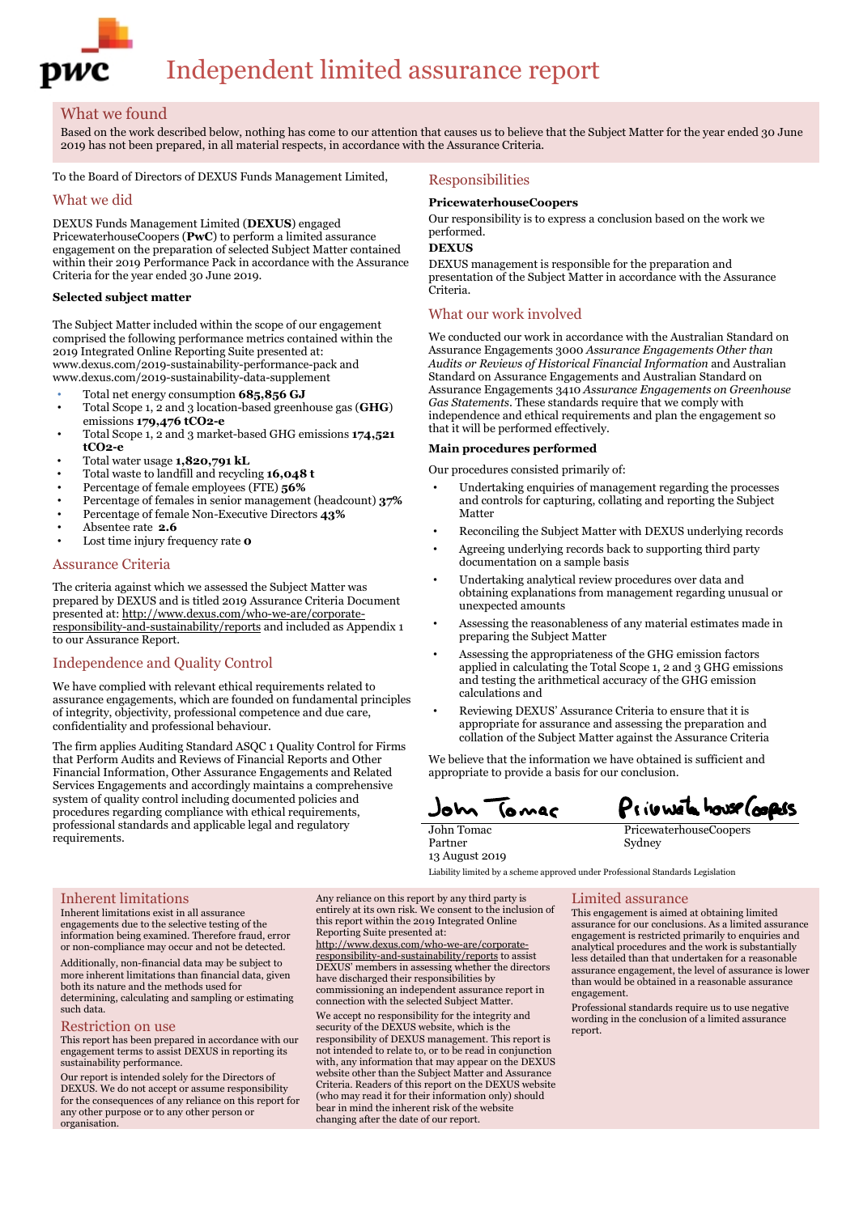# Independent limited assurance report

## What we found

Based on the work described below, nothing has come to our attention that causes us to believe that the Subject Matter for the year ended 30 June 2019 has not been prepared, in all material respects, in accordance with the Assurance Criteria.

To the Board of Directors of DEXUS Funds Management Limited,

## What we did

DEXUS Funds Management Limited (**DEXUS**) engaged PricewaterhouseCoopers (**PwC**) to perform a limited assurance engagement on the preparation of selected Subject Matter contained within their 2019 Performance Pack in accordance with the Assurance Criteria for the year ended 30 June 2019.

**Selected subject matter**

The Subject Matter included within the scope of our engagement comprised the following performance metrics contained within the 2019 Integrated Online Reporting Suite presented at: www.dexus.com/2019-sustainability-performance-pack and www.dexus.com/2019-sustainability-data-supplement

- Total net energy consumption **685,856 GJ**
- Total Scope 1, 2 and 3 location-based greenhouse gas (**GHG**) emissions **179,476 tCO2-e**
- Total Scope 1, 2 and 3 market-based GHG emissions **174,521 tCO2-e**
- Total water usage **1,820,791 kL**
- Total waste to landfill and recycling **16,048 t**
- Percentage of female employees (FTE) **56%**
- Percentage of females in senior management (headcount) **37%**
- Percentage of female Non-Executive Directors **43%**
- Absentee rate **2.6**
- Lost time injury frequency rate **0**

## Assurance Criteria

The criteria against which we assessed the Subject Matter was prepared by DEXUS and is titled 2019 Assurance Criteria Document presented at: http://www.dexus.com/who-we-are/corporate-responsibility-and-sustainability/reports and included as Appendix 1 to our Assurance Report.

## Independence and Quality Control

We have complied with relevant ethical requirements related to assurance engagements, which are founded on fundamental principles of integrity, objectivity, professional competence and due care, confidentiality and professional behaviour.

The firm applies Auditing Standard ASQC 1 Quality Control for Firms that Perform Audits and Reviews of Financial Reports and Other Financial Information, Other Assurance Engagements and Related Services Engagements and accordingly maintains a comprehensive system of quality control including documented policies and procedures regarding compliance with ethical requirements, professional standards and applicable legal and regulatory requirements.

## Responsibilities

**PricewaterhouseCoopers**

Our responsibility is to express a conclusion based on the work we performed.

**DEXUS**

DEXUS management is responsible for the preparation and presentation of the Subject Matter in accordance with the Assurance Criteria.

## What our work involved

We conducted our work in accordance with the Australian Standard on Assurance Engagements 3000 *Assurance Engagements Other than Audits or Reviews of Historical Financial Information* and Australian Standard on Assurance Engagements and Australian Standard on Assurance Engagements 3410 *Assurance Engagements on Greenhouse Gas Statements*. These standards require that we comply with independence and ethical requirements and plan the engagement so that it will be performed effectively.

**Main procedures performed**

Our procedures consisted primarily of:

- Undertaking enquiries of management regarding the processes and controls for capturing, collating and reporting the Subject Matter
- Reconciling the Subject Matter with DEXUS underlying records
- Agreeing underlying records back to supporting third party documentation on a sample basis
- Undertaking analytical review procedures over data and obtaining explanations from management regarding unusual or unexpected amounts
- Assessing the reasonableness of any material estimates made in preparing the Subject Matter
- Assessing the appropriateness of the GHG emission factors applied in calculating the Total Scope 1, 2 and 3 GHG emissions and testing the arithmetical accuracy of the GHG emission calculations and
- Reviewing DEXUS' Assurance Criteria to ensure that it is appropriate for assurance and assessing the preparation and collation of the Subject Matter against the Assurance Criteria

We believe that the information we have obtained is sufficient and appropriate to provide a basis for our conclusion.

John Tomac
Partner
13 August 2019

PricewaterhouseCoopers
Sydney

Liability limited by a scheme approved under Professional Standards Legislation

## Inherent limitations

Inherent limitations exist in all assurance engagements due to the selective testing of the information being examined. Therefore fraud, error or non-compliance may occur and not be detected.

Additionally, non-financial data may be subject to more inherent limitations than financial data, given both its nature and the methods used for determining, calculating and sampling or estimating such data.

## Restriction on use

This report has been prepared in accordance with our engagement terms to assist DEXUS in reporting its sustainability performance.

Our report is intended solely for the Directors of DEXUS. We do not accept or assume responsibility for the consequences of any reliance on this report for any other purpose or to any other person or organisation.

Any reliance on this report by any third party is entirely at its own risk. We consent to the inclusion of this report within the 2019 Integrated Online Reporting Suite presented at: http://www.dexus.com/who-we-are/corporate-responsibility-and-sustainability/reports to assist DEXUS' members in assessing whether the directors have discharged their responsibilities by commissioning an independent assurance report in connection with the selected Subject Matter.

We accept no responsibility for the integrity and security of the DEXUS website, which is the responsibility of DEXUS management. This report is not intended to relate to, or to be read in conjunction with, any information that may appear on the DEXUS website other than the Subject Matter and Assurance Criteria. Readers of this report on the DEXUS website (who may read it for their information only) should bear in mind the inherent risk of the website changing after the date of our report.

## Limited assurance

This engagement is aimed at obtaining limited assurance for our conclusions. As a limited assurance engagement is restricted primarily to enquiries and analytical procedures and the work is substantially less detailed than that undertaken for a reasonable assurance engagement, the level of assurance is lower than would be obtained in a reasonable assurance engagement.

Professional standards require us to use negative wording in the conclusion of a limited assurance report.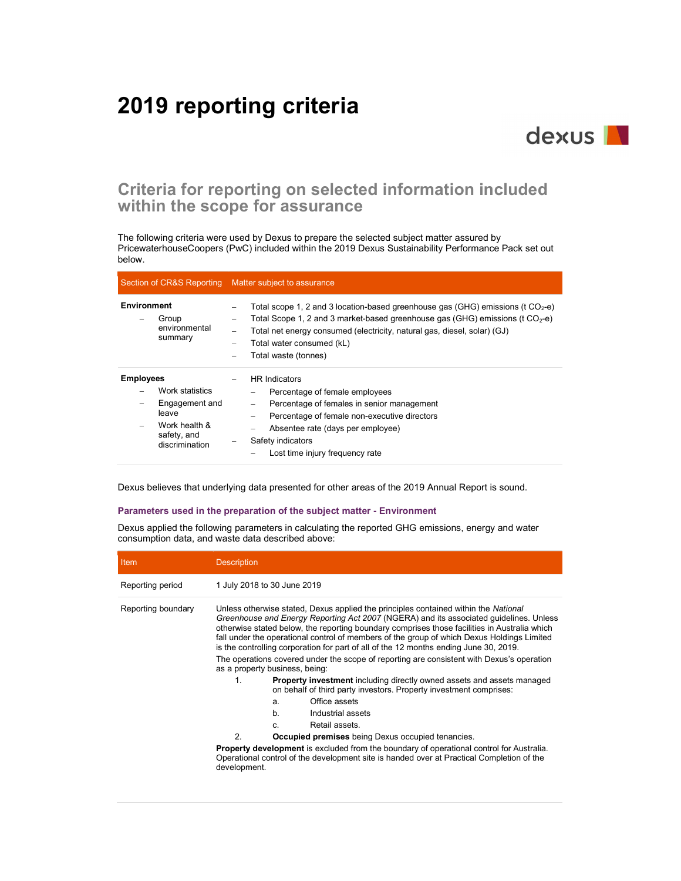# 2019 reporting criteria

## Criteria for reporting on selected information included within the scope for assurance

The following criteria were used by Dexus to prepare the selected subject matter assured by PricewaterhouseCoopers (PwC) included within the 2019 Dexus Sustainability Performance Pack set out below.

| Section of CR&S Reporting | Matter subject to assurance |
| --- | --- |
| **Environment**<br>– Group environmental summary | – Total scope 1, 2 and 3 location-based greenhouse gas (GHG) emissions (t $CO_2$-e)<br>– Total Scope 1, 2 and 3 market-based greenhouse gas (GHG) emissions (t $CO_2$-e)<br>– Total net energy consumed (electricity, natural gas, diesel, solar) (GJ)<br>– Total water consumed (kL)<br>– Total waste (tonnes) |
| **Employees**<br>– Work statistics<br>– Engagement and leave<br>– Work health & safety, and discrimination | – HR Indicators<br>  – Percentage of female employees<br>  – Percentage of females in senior management<br>  – Percentage of female non-executive directors<br>  – Absentee rate (days per employee)<br>– Safety indicators<br>  – Lost time injury frequency rate |

Dexus believes that underlying data presented for other areas of the 2019 Annual Report is sound.

### Parameters used in the preparation of the subject matter - Environment

Dexus applied the following parameters in calculating the reported GHG emissions, energy and water consumption data, and waste data described above:

| Item | Description |
| --- | --- |
| Reporting period | 1 July 2018 to 30 June 2019 |
| Reporting boundary | Unless otherwise stated, Dexus applied the principles contained within the *National Greenhouse and Energy Reporting Act 2007* (NGERA) and its associated guidelines. Unless otherwise stated below, the reporting boundary comprises those facilities in Australia which fall under the operational control of members of the group of which Dexus Holdings Limited is the controlling corporation for part of all of the 12 months ending June 30, 2019.<br>The operations covered under the scope of reporting are consistent with Dexus's operation as a property business, being:<br>1. **Property investment** including directly owned assets and assets managed on behalf of third party investors. Property investment comprises:<br>  a. Office assets<br>  b. Industrial assets<br>  c. Retail assets.<br>2. **Occupied premises** being Dexus occupied tenancies.<br>**Property development** is excluded from the boundary of operational control for Australia. Operational control of the development site is handed over at Practical Completion of the development. |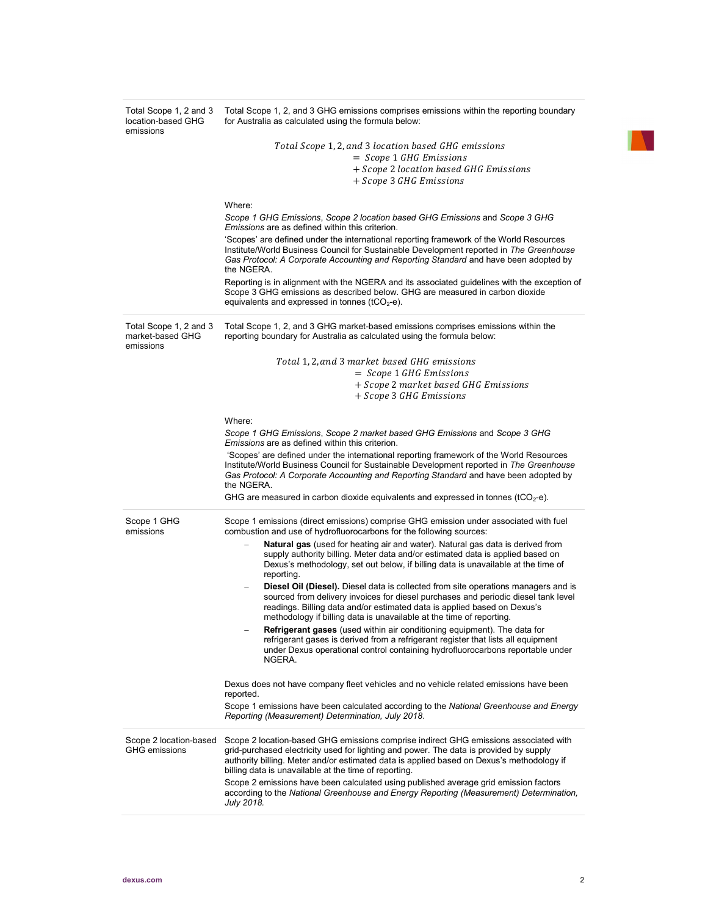| | |
|---|---|
| Total Scope 1, 2 and 3 location-based GHG emissions | Total Scope 1, 2, and 3 GHG emissions comprises emissions within the reporting boundary for Australia as calculated using the formula below:<br><br>$$\begin{aligned} &Total\ Scope\ 1, 2, and\ 3\ location\ based\ GHG\ emissions \\ &\quad = Scope\ 1\ GHG\ Emissions \\ &\quad + Scope\ 2\ location\ based\ GHG\ Emissions \\ &\quad + Scope\ 3\ GHG\ Emissions \end{aligned}$$<br><br>Where:<br>*Scope 1 GHG Emissions*, *Scope 2 location based GHG Emissions* and *Scope 3 GHG Emissions* are as defined within this criterion.<br>'Scopes' are defined under the international reporting framework of the World Resources Institute/World Business Council for Sustainable Development reported in *The Greenhouse Gas Protocol: A Corporate Accounting and Reporting Standard* and have been adopted by the NGERA.<br>Reporting is in alignment with the NGERA and its associated guidelines with the exception of Scope 3 GHG emissions as described below. GHG are measured in carbon dioxide equivalents and expressed in tonnes ($tCO_2$-e). |
| Total Scope 1, 2 and 3 market-based GHG emissions | Total Scope 1, 2, and 3 GHG market-based emissions comprises emissions within the reporting boundary for Australia as calculated using the formula below:<br><br>$$\begin{aligned} &Total\ 1, 2, and\ 3\ market\ based\ GHG\ emissions \\ &\quad = Scope\ 1\ GHG\ Emissions \\ &\quad + Scope\ 2\ market\ based\ GHG\ Emissions \\ &\quad + Scope\ 3\ GHG\ Emissions \end{aligned}$$<br><br>Where:<br>*Scope 1 GHG Emissions*, *Scope 2 market based GHG Emissions* and *Scope 3 GHG Emissions* are as defined within this criterion.<br>'Scopes' are defined under the international reporting framework of the World Resources Institute/World Business Council for Sustainable Development reported in *The Greenhouse Gas Protocol: A Corporate Accounting and Reporting Standard* and have been adopted by the NGERA.<br>GHG are measured in carbon dioxide equivalents and expressed in tonnes ($tCO_2$-e). |
| Scope 1 GHG emissions | Scope 1 emissions (direct emissions) comprise GHG emission under associated with fuel combustion and use of hydrofluorocarbons for the following sources:<br>– **Natural gas** (used for heating air and water). Natural gas data is derived from supply authority billing. Meter data and/or estimated data is applied based on Dexus's methodology, set out below, if billing data is unavailable at the time of reporting.<br>– **Diesel Oil (Diesel).** Diesel data is collected from site operations managers and is sourced from delivery invoices for diesel purchases and periodic diesel tank level readings. Billing data and/or estimated data is applied based on Dexus's methodology if billing data is unavailable at the time of reporting.<br>– **Refrigerant gases** (used within air conditioning equipment). The data for refrigerant gases is derived from a refrigerant register that lists all equipment under Dexus operational control containing hydrofluorocarbons reportable under NGERA.<br><br>Dexus does not have company fleet vehicles and no vehicle related emissions have been reported.<br>Scope 1 emissions have been calculated according to the *National Greenhouse and Energy Reporting (Measurement) Determination, July 2018*. |
| Scope 2 location-based GHG emissions | Scope 2 location-based GHG emissions comprise indirect GHG emissions associated with grid-purchased electricity used for lighting and power. The data is provided by supply authority billing. Meter and/or estimated data is applied based on Dexus's methodology if billing data is unavailable at the time of reporting.<br>Scope 2 emissions have been calculated using published average grid emission factors according to the *National Greenhouse and Energy Reporting (Measurement) Determination, July 2018.* |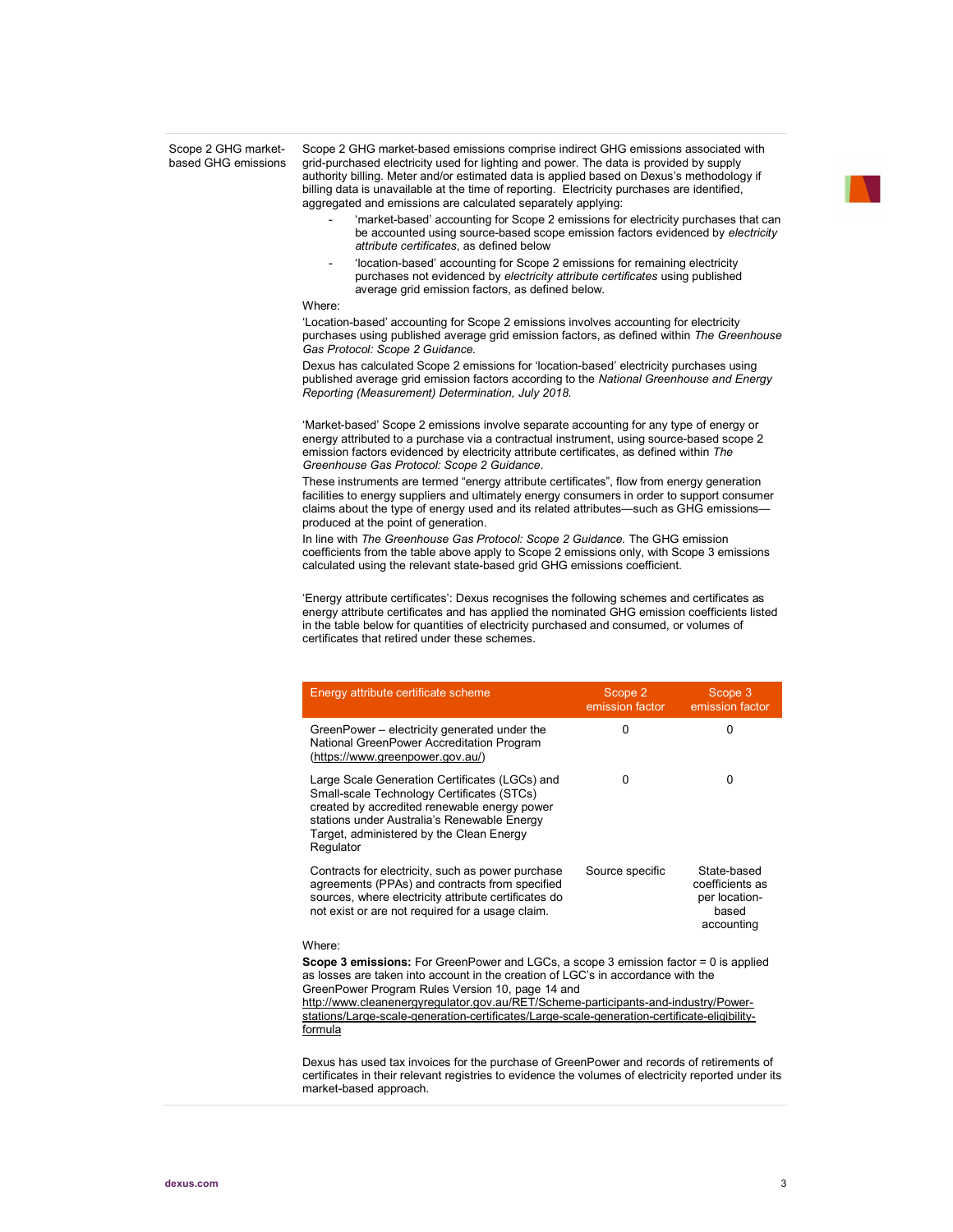**Scope 2 GHG market-based GHG emissions**

Scope 2 GHG market-based emissions comprise indirect GHG emissions associated with grid-purchased electricity used for lighting and power. The data is provided by supply authority billing. Meter and/or estimated data is applied based on Dexus's methodology if billing data is unavailable at the time of reporting. Electricity purchases are identified, aggregated and emissions are calculated separately applying:

- 'market-based' accounting for Scope 2 emissions for electricity purchases that can be accounted using source-based scope emission factors evidenced by *electricity attribute certificates*, as defined below
- 'location-based' accounting for Scope 2 emissions for remaining electricity purchases not evidenced by *electricity attribute certificates* using published average grid emission factors, as defined below.

Where:

'Location-based' accounting for Scope 2 emissions involves accounting for electricity purchases using published average grid emission factors, as defined within *The Greenhouse Gas Protocol: Scope 2 Guidance.*

Dexus has calculated Scope 2 emissions for 'location-based' electricity purchases using published average grid emission factors according to the *National Greenhouse and Energy Reporting (Measurement) Determination, July 2018.*

'Market-based' Scope 2 emissions involve separate accounting for any type of energy or energy attributed to a purchase via a contractual instrument, using source-based scope 2 emission factors evidenced by electricity attribute certificates, as defined within *The Greenhouse Gas Protocol: Scope 2 Guidance*.

These instruments are termed "energy attribute certificates", flow from energy generation facilities to energy suppliers and ultimately energy consumers in order to support consumer claims about the type of energy used and its related attributes—such as GHG emissions—produced at the point of generation.

In line with *The Greenhouse Gas Protocol: Scope 2 Guidance.* The GHG emission coefficients from the table above apply to Scope 2 emissions only, with Scope 3 emissions calculated using the relevant state-based grid GHG emissions coefficient.

'Energy attribute certificates': Dexus recognises the following schemes and certificates as energy attribute certificates and has applied the nominated GHG emission coefficients listed in the table below for quantities of electricity purchased and consumed, or volumes of certificates that retired under these schemes.

| Energy attribute certificate scheme | Scope 2 emission factor | Scope 3 emission factor |
|---|---|---|
| GreenPower – electricity generated under the National GreenPower Accreditation Program (https://www.greenpower.gov.au/) | 0 | 0 |
| Large Scale Generation Certificates (LGCs) and Small-scale Technology Certificates (STCs) created by accredited renewable energy power stations under Australia's Renewable Energy Target, administered by the Clean Energy Regulator | 0 | 0 |
| Contracts for electricity, such as power purchase agreements (PPAs) and contracts from specified sources, where electricity attribute certificates do not exist or are not required for a usage claim. | Source specific | State-based coefficients as per location-based accounting |

Where:

**Scope 3 emissions:** For GreenPower and LGCs, a scope 3 emission factor = 0 is applied as losses are taken into account in the creation of LGC's in accordance with the GreenPower Program Rules Version 10, page 14 and http://www.cleanenergyregulator.gov.au/RET/Scheme-participants-and-industry/Power-stations/Large-scale-generation-certificates/Large-scale-generation-certificate-eligibility-formula

Dexus has used tax invoices for the purchase of GreenPower and records of retirements of certificates in their relevant registries to evidence the volumes of electricity reported under its market-based approach.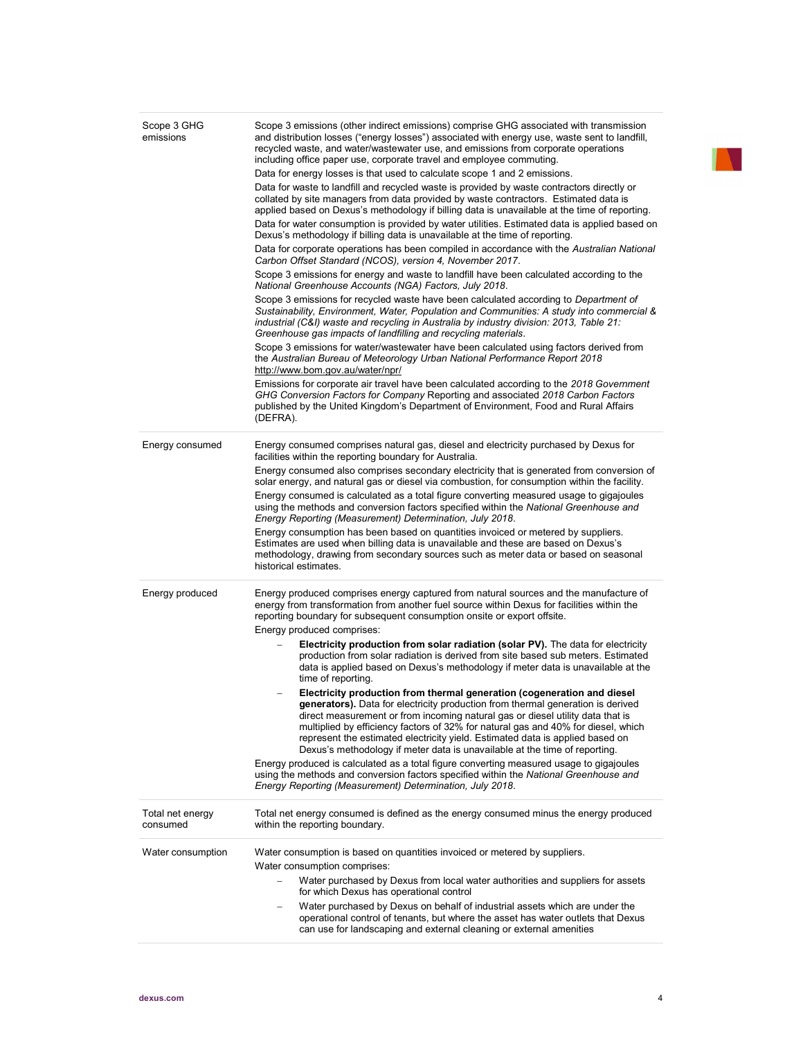| | |
|---|---|
| Scope 3 GHG emissions | Scope 3 emissions (other indirect emissions) comprise GHG associated with transmission and distribution losses ("energy losses") associated with energy use, waste sent to landfill, recycled waste, and water/wastewater use, and emissions from corporate operations including office paper use, corporate travel and employee commuting.<br>Data for energy losses is that used to calculate scope 1 and 2 emissions.<br>Data for waste to landfill and recycled waste is provided by waste contractors directly or collated by site managers from data provided by waste contractors. Estimated data is applied based on Dexus's methodology if billing data is unavailable at the time of reporting.<br>Data for water consumption is provided by water utilities. Estimated data is applied based on Dexus's methodology if billing data is unavailable at the time of reporting.<br>Data for corporate operations has been compiled in accordance with the *Australian National Carbon Offset Standard (NCOS), version 4, November 2017*.<br>Scope 3 emissions for energy and waste to landfill have been calculated according to the *National Greenhouse Accounts (NGA) Factors, July 2018*.<br>Scope 3 emissions for recycled waste have been calculated according to *Department of Sustainability, Environment, Water, Population and Communities: A study into commercial & industrial (C&I) waste and recycling in Australia by industry division: 2013, Table 21: Greenhouse gas impacts of landfilling and recycling materials*.<br>Scope 3 emissions for water/wastewater have been calculated using factors derived from the *Australian Bureau of Meteorology Urban National Performance Report 2018* http://www.bom.gov.au/water/npr/<br>Emissions for corporate air travel have been calculated according to the *2018 Government GHG Conversion Factors for Company* Reporting and associated *2018 Carbon Factors* published by the United Kingdom's Department of Environment, Food and Rural Affairs (DEFRA). |
| Energy consumed | Energy consumed comprises natural gas, diesel and electricity purchased by Dexus for facilities within the reporting boundary for Australia.<br>Energy consumed also comprises secondary electricity that is generated from conversion of solar energy, and natural gas or diesel via combustion, for consumption within the facility.<br>Energy consumed is calculated as a total figure converting measured usage to gigajoules using the methods and conversion factors specified within the *National Greenhouse and Energy Reporting (Measurement) Determination, July 2018*.<br>Energy consumption has been based on quantities invoiced or metered by suppliers. Estimates are used when billing data is unavailable and these are based on Dexus's methodology, drawing from secondary sources such as meter data or based on seasonal historical estimates. |
| Energy produced | Energy produced comprises energy captured from natural sources and the manufacture of energy from transformation from another fuel source within Dexus for facilities within the reporting boundary for subsequent consumption onsite or export offsite.<br>Energy produced comprises:<br>– **Electricity production from solar radiation (solar PV).** The data for electricity production from solar radiation is derived from site based sub meters. Estimated data is applied based on Dexus's methodology if meter data is unavailable at the time of reporting.<br>– **Electricity production from thermal generation (cogeneration and diesel generators).** Data for electricity production from thermal generation is derived direct measurement or from incoming natural gas or diesel utility data that is multiplied by efficiency factors of 32% for natural gas and 40% for diesel, which represent the estimated electricity yield. Estimated data is applied based on Dexus's methodology if meter data is unavailable at the time of reporting.<br>Energy produced is calculated as a total figure converting measured usage to gigajoules using the methods and conversion factors specified within the *National Greenhouse and Energy Reporting (Measurement) Determination, July 2018*. |
| Total net energy consumed | Total net energy consumed is defined as the energy consumed minus the energy produced within the reporting boundary. |
| Water consumption | Water consumption is based on quantities invoiced or metered by suppliers.<br>Water consumption comprises:<br>– Water purchased by Dexus from local water authorities and suppliers for assets for which Dexus has operational control<br>– Water purchased by Dexus on behalf of industrial assets which are under the operational control of tenants, but where the asset has water outlets that Dexus can use for landscaping and external cleaning or external amenities |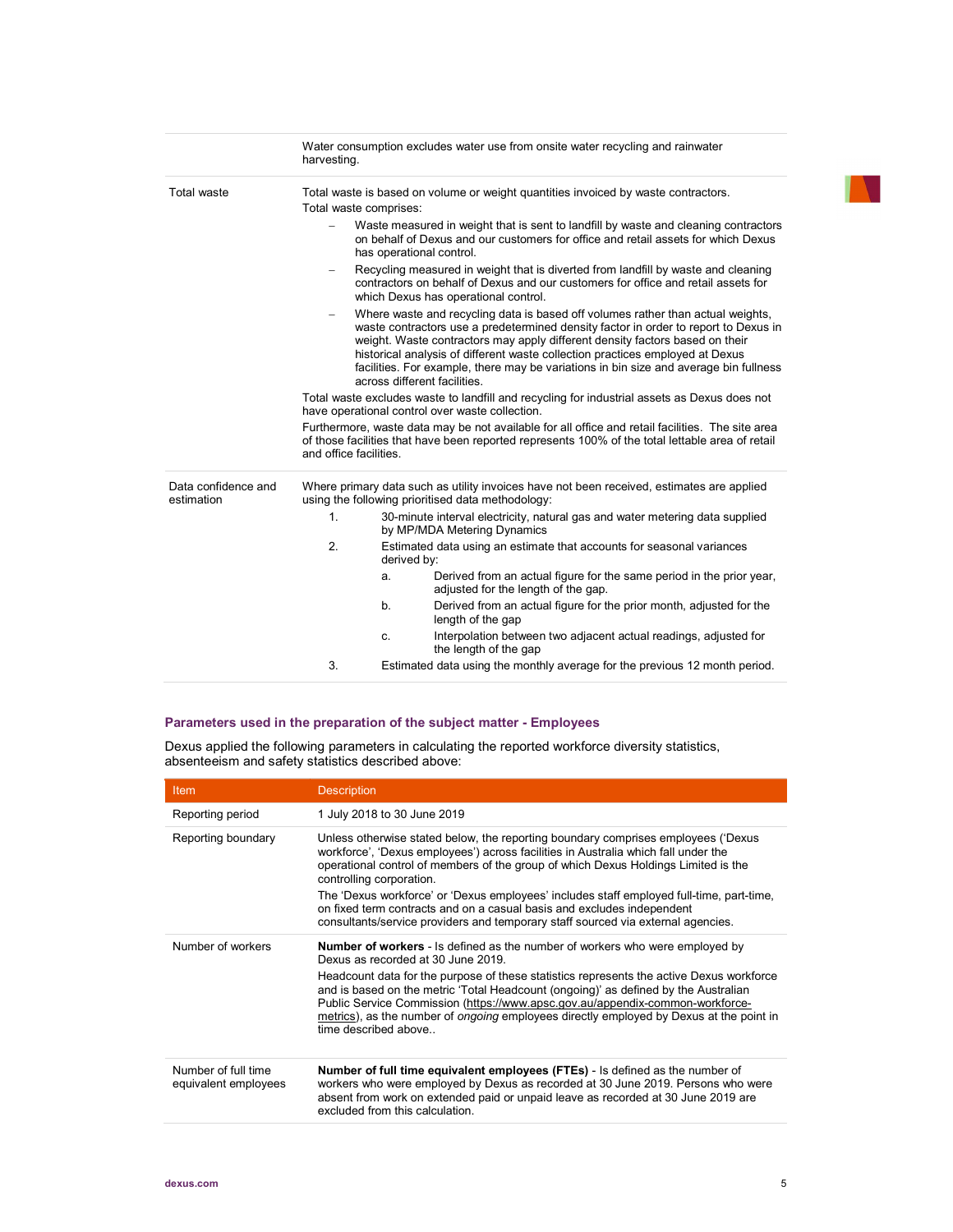| | |
|---|---|
| | Water consumption excludes water use from onsite water recycling and rainwater harvesting. |
| Total waste | Total waste is based on volume or weight quantities invoiced by waste contractors.<br>Total waste comprises:<br>– Waste measured in weight that is sent to landfill by waste and cleaning contractors on behalf of Dexus and our customers for office and retail assets for which Dexus has operational control.<br>– Recycling measured in weight that is diverted from landfill by waste and cleaning contractors on behalf of Dexus and our customers for office and retail assets for which Dexus has operational control.<br>– Where waste and recycling data is based off volumes rather than actual weights, waste contractors use a predetermined density factor in order to report to Dexus in weight. Waste contractors may apply different density factors based on their historical analysis of different waste collection practices employed at Dexus facilities. For example, there may be variations in bin size and average bin fullness across different facilities.<br>Total waste excludes waste to landfill and recycling for industrial assets as Dexus does not have operational control over waste collection.<br>Furthermore, waste data may be not available for all office and retail facilities. The site area of those facilities that have been reported represents 100% of the total lettable area of retail and office facilities. |
| Data confidence and estimation | Where primary data such as utility invoices have not been received, estimates are applied using the following prioritised data methodology:<br>1. 30-minute interval electricity, natural gas and water metering data supplied by MP/MDA Metering Dynamics<br>2. Estimated data using an estimate that accounts for seasonal variances derived by:<br>a. Derived from an actual figure for the same period in the prior year, adjusted for the length of the gap.<br>b. Derived from an actual figure for the prior month, adjusted for the length of the gap<br>c. Interpolation between two adjacent actual readings, adjusted for the length of the gap<br>3. Estimated data using the monthly average for the previous 12 month period. |

## Parameters used in the preparation of the subject matter - Employees

Dexus applied the following parameters in calculating the reported workforce diversity statistics, absenteeism and safety statistics described above:

| Item | Description |
|---|---|
| Reporting period | 1 July 2018 to 30 June 2019 |
| Reporting boundary | Unless otherwise stated below, the reporting boundary comprises employees ('Dexus workforce', 'Dexus employees') across facilities in Australia which fall under the operational control of members of the group of which Dexus Holdings Limited is the controlling corporation.<br>The 'Dexus workforce' or 'Dexus employees' includes staff employed full-time, part-time, on fixed term contracts and on a casual basis and excludes independent consultants/service providers and temporary staff sourced via external agencies. |
| Number of workers | **Number of workers** - Is defined as the number of workers who were employed by Dexus as recorded at 30 June 2019.<br>Headcount data for the purpose of these statistics represents the active Dexus workforce and is based on the metric 'Total Headcount (ongoing)' as defined by the Australian Public Service Commission (https://www.apsc.gov.au/appendix-common-workforce-metrics), as the number of *ongoing* employees directly employed by Dexus at the point in time described above.. |
| Number of full time equivalent employees | **Number of full time equivalent employees (FTEs)** - Is defined as the number of workers who were employed by Dexus as recorded at 30 June 2019. Persons who were absent from work on extended paid or unpaid leave as recorded at 30 June 2019 are excluded from this calculation. |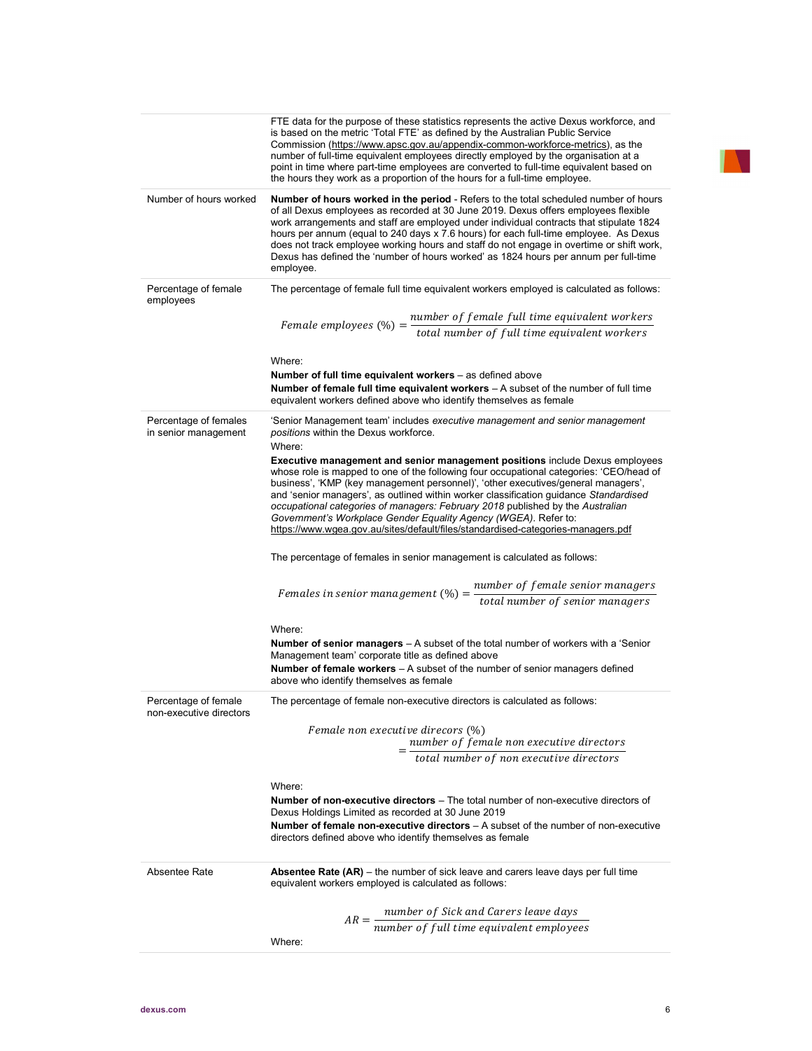| | |
|---|---|
| | FTE data for the purpose of these statistics represents the active Dexus workforce, and is based on the metric 'Total FTE' as defined by the Australian Public Service Commission (https://www.apsc.gov.au/appendix-common-workforce-metrics), as the number of full-time equivalent employees directly employed by the organisation at a point in time where part-time employees are converted to full-time equivalent based on the hours they work as a proportion of the hours for a full-time employee. |
| Number of hours worked | **Number of hours worked in the period** - Refers to the total scheduled number of hours of all Dexus employees as recorded at 30 June 2019. Dexus offers employees flexible work arrangements and staff are employed under individual contracts that stipulate 1824 hours per annum (equal to 240 days x 7.6 hours) for each full-time employee. As Dexus does not track employee working hours and staff do not engage in overtime or shift work, Dexus has defined the 'number of hours worked' as 1824 hours per annum per full-time employee. |
| Percentage of female employees | The percentage of female full time equivalent workers employed is calculated as follows: $$Female\ employees\ (\%) = \frac{number\ of\ female\ full\ time\ equivalent\ workers}{total\ number\ of\ full\ time\ equivalent\ workers}$$ Where: **Number of full time equivalent workers** – as defined above **Number of female full time equivalent workers** – A subset of the number of full time equivalent workers defined above who identify themselves as female |
| Percentage of females in senior management | 'Senior Management team' includes *executive management and senior management positions* within the Dexus workforce. Where: **Executive management and senior management positions** include Dexus employees whose role is mapped to one of the following four occupational categories: 'CEO/head of business', 'KMP (key management personnel)', 'other executives/general managers', and 'senior managers', as outlined within worker classification guidance *Standardised occupational categories of managers: February 2018* published by the *Australian Government's Workplace Gender Equality Agency (WGEA)*. Refer to: https://www.wgea.gov.au/sites/default/files/standardised-categories-managers.pdf The percentage of females in senior management is calculated as follows: $$Females\ in\ senior\ management\ (\%) = \frac{number\ of\ female\ senior\ managers}{total\ number\ of\ senior\ managers}$$ Where: **Number of senior managers** – A subset of the total number of workers with a 'Senior Management team' corporate title as defined above **Number of female workers** – A subset of the number of senior managers defined above who identify themselves as female |
| Percentage of female non-executive directors | The percentage of female non-executive directors is calculated as follows: $$Female\ non\ executive\ direcors\ (\%) = \frac{number\ of\ female\ non\ executive\ directors}{total\ number\ of\ non\ executive\ directors}$$ Where: **Number of non-executive directors** – The total number of non-executive directors of Dexus Holdings Limited as recorded at 30 June 2019 **Number of female non-executive directors** – A subset of the number of non-executive directors defined above who identify themselves as female |
| Absentee Rate | **Absentee Rate (AR)** – the number of sick leave and carers leave days per full time equivalent workers employed is calculated as follows: $$AR = \frac{number\ of\ Sick\ and\ Carers\ leave\ days}{number\ of\ full\ time\ equivalent\ employees}$$ Where: |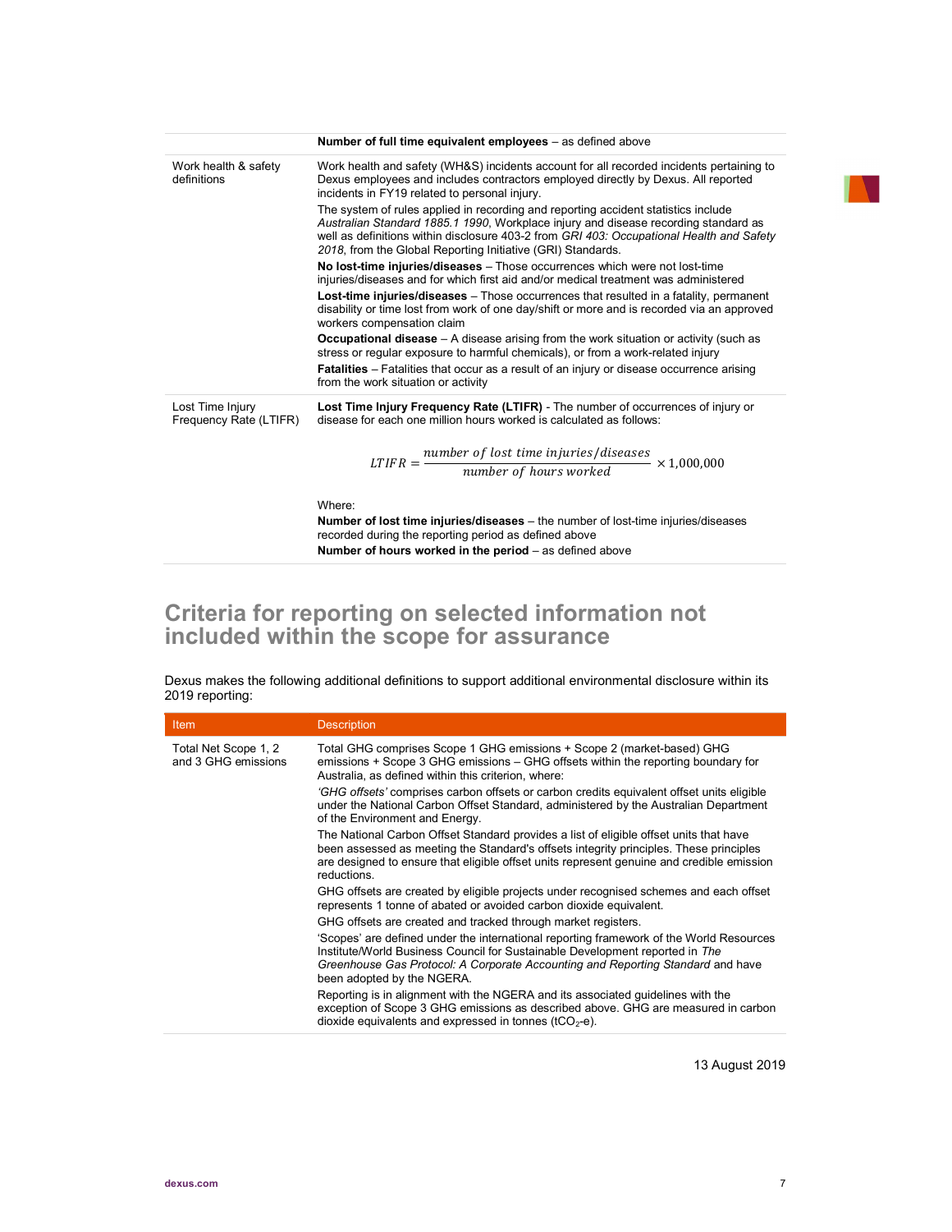| | |
|---|---|
| | **Number of full time equivalent employees** – as defined above |
| Work health & safety definitions | Work health and safety (WH&S) incidents account for all recorded incidents pertaining to Dexus employees and includes contractors employed directly by Dexus. All reported incidents in FY19 related to personal injury.<br><br>The system of rules applied in recording and reporting accident statistics include *Australian Standard 1885.1 1990*, Workplace injury and disease recording standard as well as definitions within disclosure 403-2 from *GRI 403: Occupational Health and Safety 2018*, from the Global Reporting Initiative (GRI) Standards.<br><br>**No lost-time injuries/diseases** – Those occurrences which were not lost-time injuries/diseases and for which first aid and/or medical treatment was administered<br><br>**Lost-time injuries/diseases** – Those occurrences that resulted in a fatality, permanent disability or time lost from work of one day/shift or more and is recorded via an approved workers compensation claim<br><br>**Occupational disease** – A disease arising from the work situation or activity (such as stress or regular exposure to harmful chemicals), or from a work-related injury<br><br>**Fatalities** – Fatalities that occur as a result of an injury or disease occurrence arising from the work situation or activity |
| Lost Time Injury Frequency Rate (LTIFR) | **Lost Time Injury Frequency Rate (LTIFR)** - The number of occurrences of injury or disease for each one million hours worked is calculated as follows:<br><br>$LTIFR = \frac{number\ of\ lost\ time\ injuries/diseases}{number\ of\ hours\ worked} \times 1{,}000{,}000$<br><br>Where:<br><br>**Number of lost time injuries/diseases** – the number of lost-time injuries/diseases recorded during the reporting period as defined above<br><br>**Number of hours worked in the period** – as defined above |

# Criteria for reporting on selected information not included within the scope for assurance

Dexus makes the following additional definitions to support additional environmental disclosure within its 2019 reporting:

| Item | Description |
|---|---|
| Total Net Scope 1, 2 and 3 GHG emissions | Total GHG comprises Scope 1 GHG emissions + Scope 2 (market-based) GHG emissions + Scope 3 GHG emissions – GHG offsets within the reporting boundary for Australia, as defined within this criterion, where:<br><br>*'GHG offsets'* comprises carbon offsets or carbon credits equivalent offset units eligible under the National Carbon Offset Standard, administered by the Australian Department of the Environment and Energy.<br><br>The National Carbon Offset Standard provides a list of eligible offset units that have been assessed as meeting the Standard's offsets integrity principles. These principles are designed to ensure that eligible offset units represent genuine and credible emission reductions.<br><br>GHG offsets are created by eligible projects under recognised schemes and each offset represents 1 tonne of abated or avoided carbon dioxide equivalent.<br><br>GHG offsets are created and tracked through market registers.<br><br>'Scopes' are defined under the international reporting framework of the World Resources Institute/World Business Council for Sustainable Development reported in *The Greenhouse Gas Protocol: A Corporate Accounting and Reporting Standard* and have been adopted by the NGERA.<br><br>Reporting is in alignment with the NGERA and its associated guidelines with the exception of Scope 3 GHG emissions as described above. GHG are measured in carbon dioxide equivalents and expressed in tonnes ($tCO_2$-e). |

13 August 2019